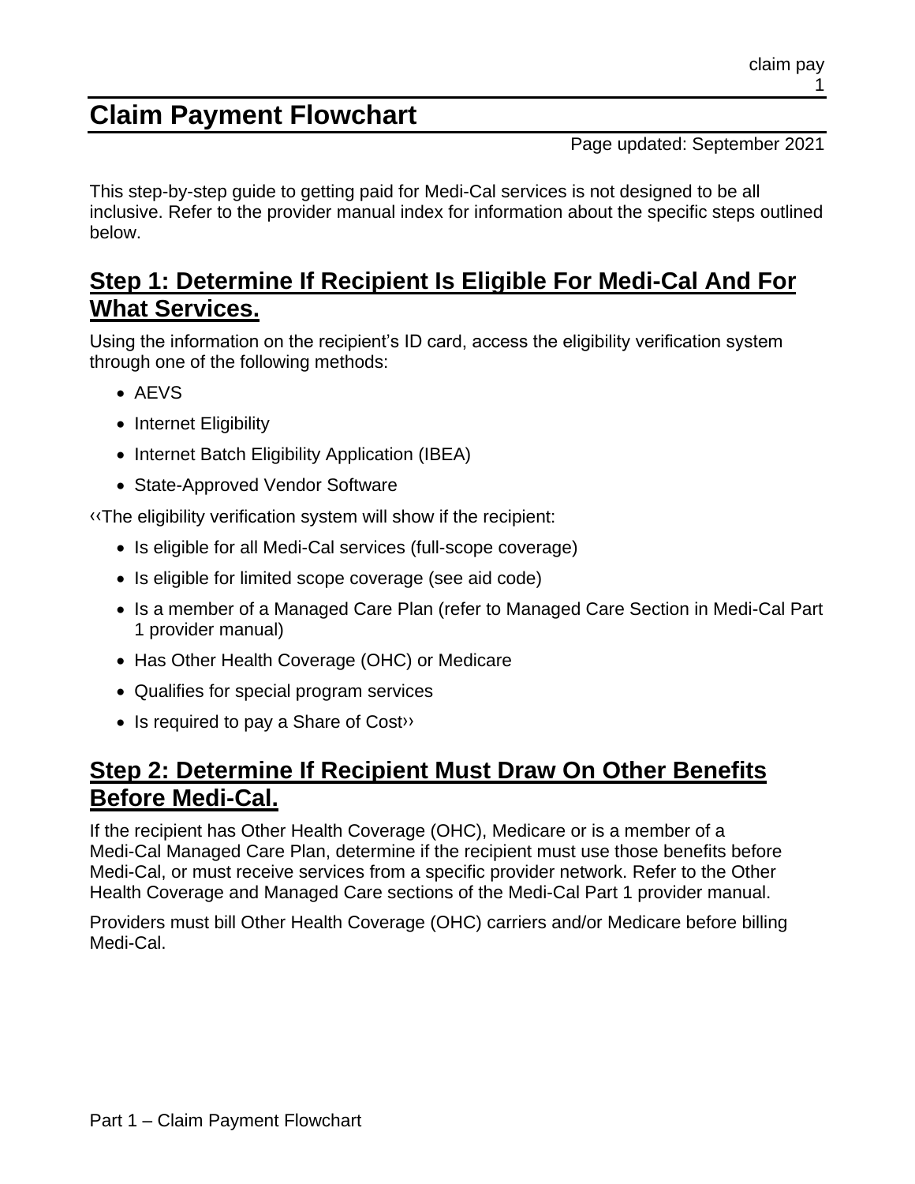# Claim Payment Flowchart

Page updated: September 2021

This step-by-step guide to getting paid for Medi-Cal services is not designed to be all inclusive. Refer to the provider manual index for information about the specific steps outlined below.

## Step 1: Determine If Recipient Is Eligible For Medi-Cal And For What Services.

Using the information on the recipient's ID card, access the eligibility verification system through one of the following methods:

- AEVS
- Internet Eligibility
- Internet Batch Eligibility Application (IBEA)
- State-Approved Vendor Software

‹‹The eligibility verification system will show if the recipient:

- Is eligible for all Medi-Cal services (full-scope coverage)
- Is eligible for limited scope coverage (see aid code)
- Is a member of a Managed Care Plan (refer to Managed Care Section in Medi-Cal Part 1 provider manual)
- Has Other Health Coverage (OHC) or Medicare
- Qualifies for special program services
- Is required to pay a Share of Cost››

## Step 2: Determine If Recipient Must Draw On Other Benefits Before Medi-Cal.

If the recipient has Other Health Coverage (OHC), Medicare or is a member of a Medi-Cal Managed Care Plan, determine if the recipient must use those benefits before Medi-Cal, or must receive services from a specific provider network. Refer to the Other Health Coverage and Managed Care sections of the Medi-Cal Part 1 provider manual.

Providers must bill Other Health Coverage (OHC) carriers and/or Medicare before billing Medi-Cal.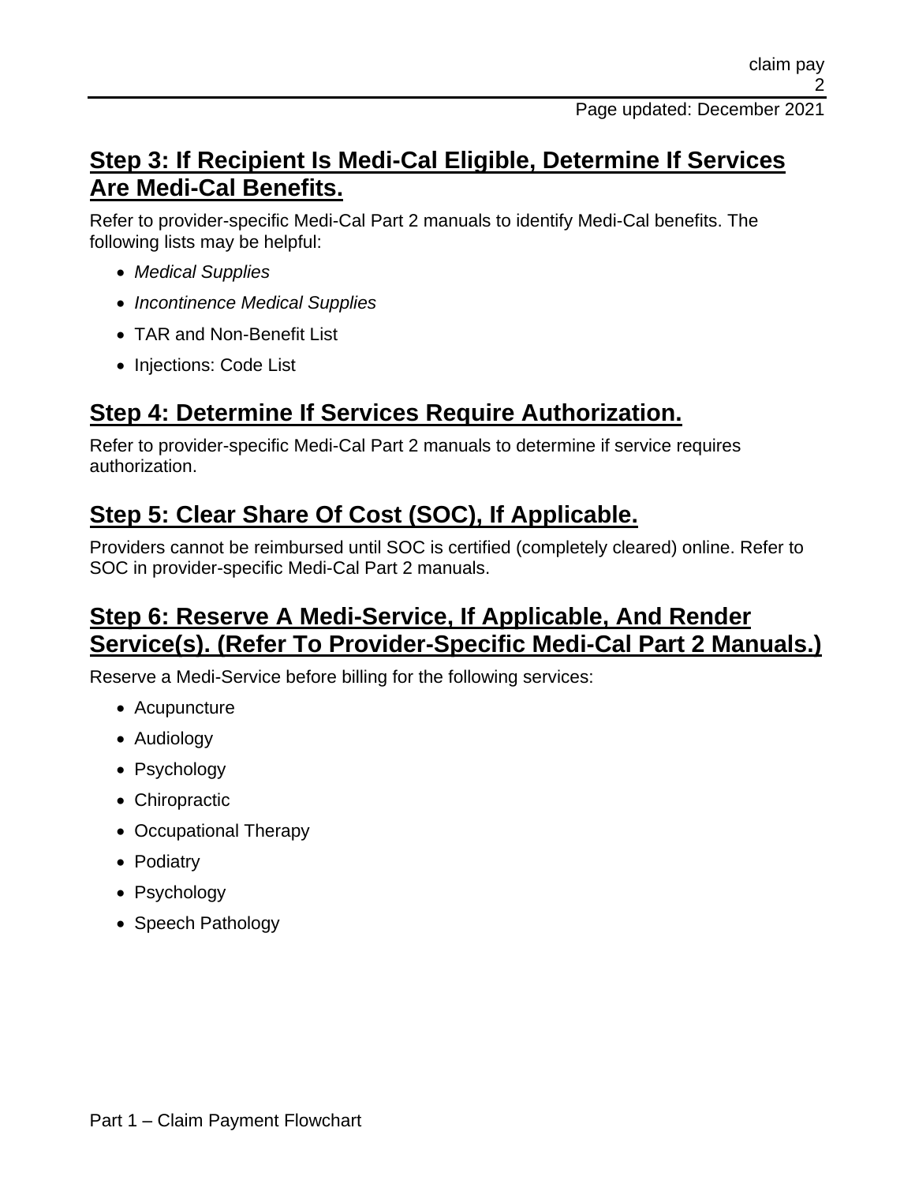## Step 3: If Recipient Is Medi-Cal Eligible, Determine If Services Are Medi-Cal Benefits.

Refer to provider-specific Medi-Cal Part 2 manuals to identify Medi-Cal benefits. The following lists may be helpful:

- *Medical Supplies*
- *Incontinence Medical Supplies*
- TAR and Non-Benefit List
- Injections: Code List

## Step 4: Determine If Services Require Authorization.

Refer to provider-specific Medi-Cal Part 2 manuals to determine if service requires authorization.

## Step 5: Clear Share Of Cost (SOC), If Applicable.

Providers cannot be reimbursed until SOC is certified (completely cleared) online. Refer to SOC in provider-specific Medi-Cal Part 2 manuals.

## Step 6: Reserve A Medi-Service, If Applicable, And Render Service(s). (Refer To Provider-Specific Medi-Cal Part 2 Manuals.)

Reserve a Medi-Service before billing for the following services:

- Acupuncture
- Audiology
- Psychology
- Chiropractic
- Occupational Therapy
- Podiatry
- Psychology
- Speech Pathology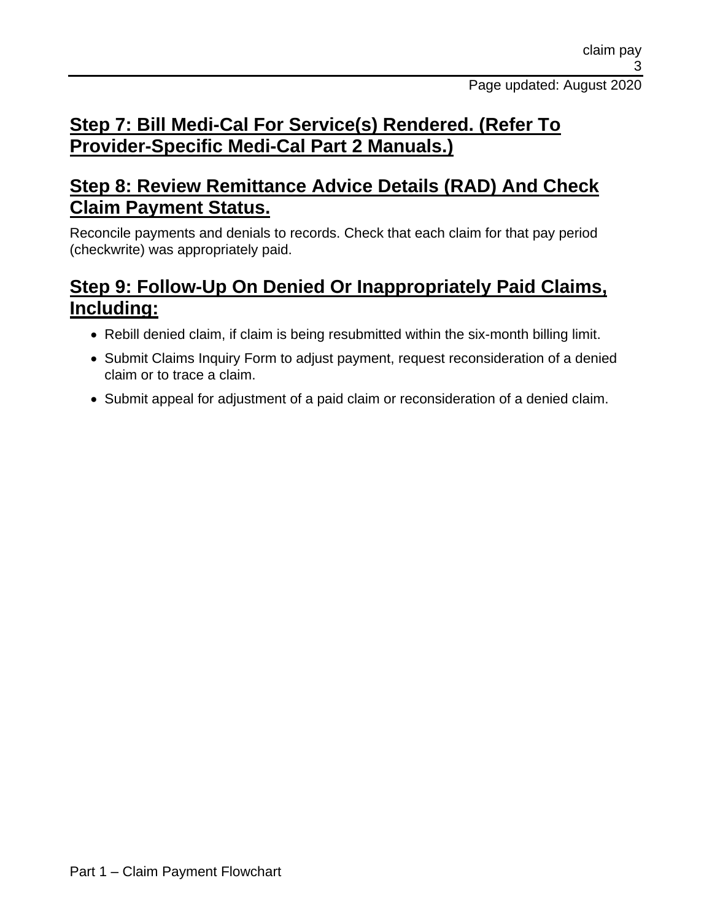## Step 7: Bill Medi-Cal For Service(s) Rendered. (Refer To Provider-Specific Medi-Cal Part 2 Manuals.)

## Step 8: Review Remittance Advice Details (RAD) And Check Claim Payment Status.

Reconcile payments and denials to records. Check that each claim for that pay period (checkwrite) was appropriately paid.

## Step 9: Follow-Up On Denied Or Inappropriately Paid Claims, Including:

- Rebill denied claim, if claim is being resubmitted within the six-month billing limit.
- Submit Claims Inquiry Form to adjust payment, request reconsideration of a denied claim or to trace a claim.
- Submit appeal for adjustment of a paid claim or reconsideration of a denied claim.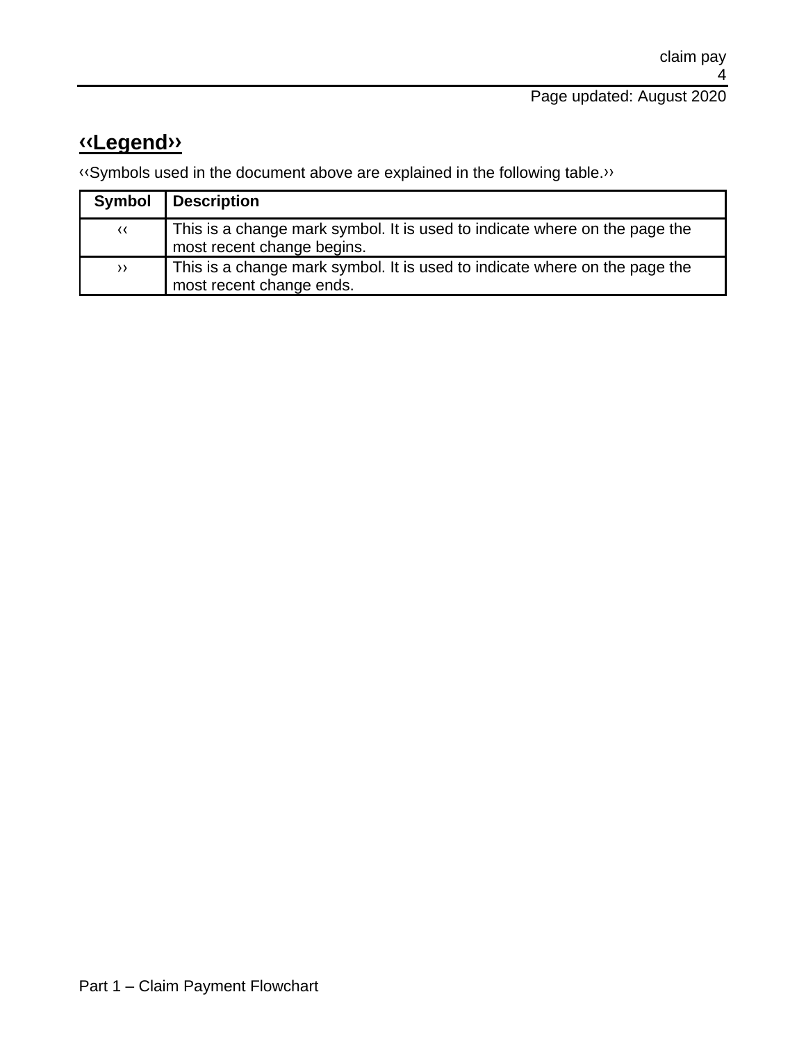## ‹‹Legend››

‹‹Symbols used in the document above are explained in the following table.››

| Symbol | Description |
| --- | --- |
| ‹‹ | This is a change mark symbol. It is used to indicate where on the page the most recent change begins. |
| ›› | This is a change mark symbol. It is used to indicate where on the page the most recent change ends. |